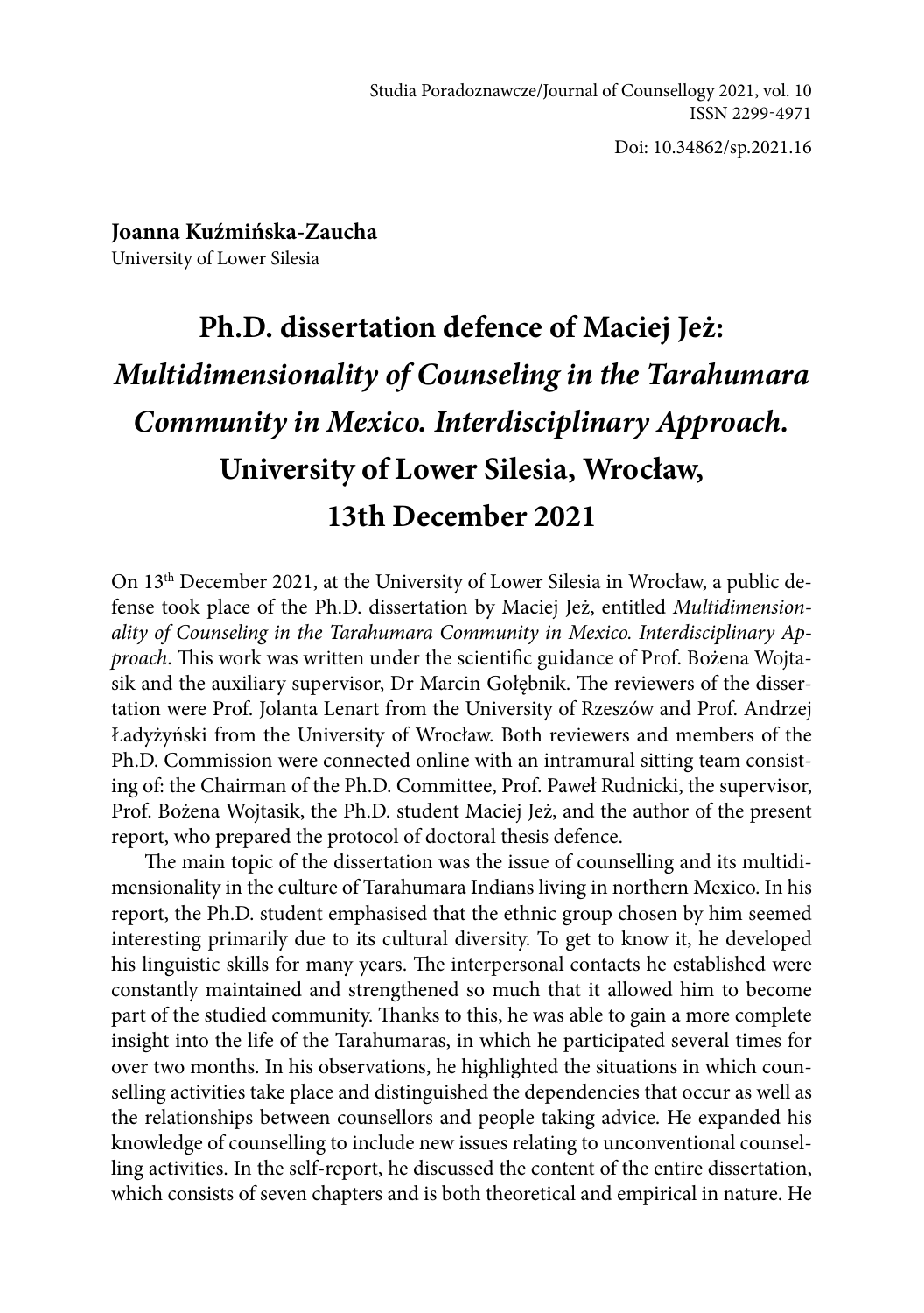**Joanna Kuźmińska-Zaucha**
University of Lower Silesia

# Ph.D. dissertation defence of Maciej Jeż: *Multidimensionality of Counseling in the Tarahumara Community in Mexico. Interdisciplinary Approach.* University of Lower Silesia, Wrocław, 13th December 2021

On 13th December 2021, at the University of Lower Silesia in Wrocław, a public defense took place of the Ph.D. dissertation by Maciej Jeż, entitled *Multidimensionality of Counseling in the Tarahumara Community in Mexico. Interdisciplinary Approach*. This work was written under the scientific guidance of Prof. Bożena Wojtasik and the auxiliary supervisor, Dr Marcin Gołębnik. The reviewers of the dissertation were Prof. Jolanta Lenart from the University of Rzeszów and Prof. Andrzej Ładyżyński from the University of Wrocław. Both reviewers and members of the Ph.D. Commission were connected online with an intramural sitting team consisting of: the Chairman of the Ph.D. Committee, Prof. Paweł Rudnicki, the supervisor, Prof. Bożena Wojtasik, the Ph.D. student Maciej Jeż, and the author of the present report, who prepared the protocol of doctoral thesis defence.

The main topic of the dissertation was the issue of counselling and its multidimensionality in the culture of Tarahumara Indians living in northern Mexico. In his report, the Ph.D. student emphasised that the ethnic group chosen by him seemed interesting primarily due to its cultural diversity. To get to know it, he developed his linguistic skills for many years. The interpersonal contacts he established were constantly maintained and strengthened so much that it allowed him to become part of the studied community. Thanks to this, he was able to gain a more complete insight into the life of the Tarahumaras, in which he participated several times for over two months. In his observations, he highlighted the situations in which counselling activities take place and distinguished the dependencies that occur as well as the relationships between counsellors and people taking advice. He expanded his knowledge of counselling to include new issues relating to unconventional counselling activities. In the self-report, he discussed the content of the entire dissertation, which consists of seven chapters and is both theoretical and empirical in nature. He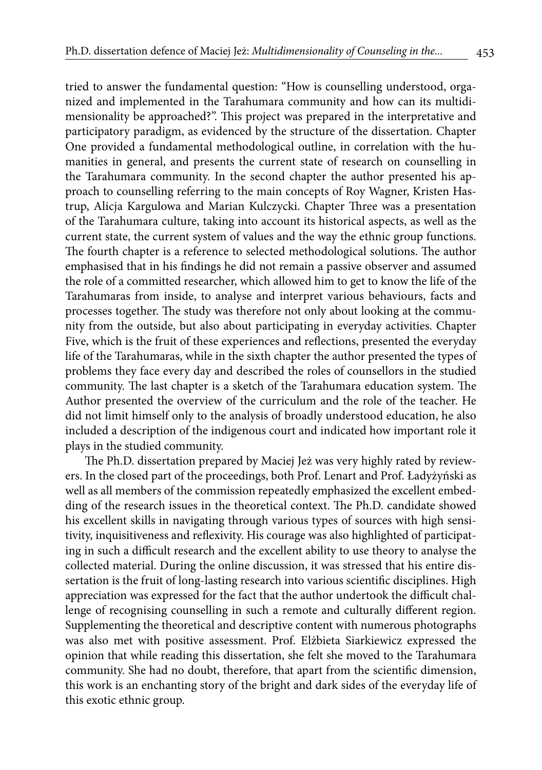tried to answer the fundamental question: "How is counselling understood, organized and implemented in the Tarahumara community and how can its multidimensionality be approached?". This project was prepared in the interpretative and participatory paradigm, as evidenced by the structure of the dissertation. Chapter One provided a fundamental methodological outline, in correlation with the humanities in general, and presents the current state of research on counselling in the Tarahumara community. In the second chapter the author presented his approach to counselling referring to the main concepts of Roy Wagner, Kristen Hastrup, Alicja Kargulowa and Marian Kulczycki. Chapter Three was a presentation of the Tarahumara culture, taking into account its historical aspects, as well as the current state, the current system of values and the way the ethnic group functions. The fourth chapter is a reference to selected methodological solutions. The author emphasised that in his findings he did not remain a passive observer and assumed the role of a committed researcher, which allowed him to get to know the life of the Tarahumaras from inside, to analyse and interpret various behaviours, facts and processes together. The study was therefore not only about looking at the community from the outside, but also about participating in everyday activities. Chapter Five, which is the fruit of these experiences and reflections, presented the everyday life of the Tarahumaras, while in the sixth chapter the author presented the types of problems they face every day and described the roles of counsellors in the studied community. The last chapter is a sketch of the Tarahumara education system. The Author presented the overview of the curriculum and the role of the teacher. He did not limit himself only to the analysis of broadly understood education, he also included a description of the indigenous court and indicated how important role it plays in the studied community.

The Ph.D. dissertation prepared by Maciej Jeż was very highly rated by reviewers. In the closed part of the proceedings, both Prof. Lenart and Prof. Ładyżyński as well as all members of the commission repeatedly emphasized the excellent embedding of the research issues in the theoretical context. The Ph.D. candidate showed his excellent skills in navigating through various types of sources with high sensitivity, inquisitiveness and reflexivity. His courage was also highlighted of participating in such a difficult research and the excellent ability to use theory to analyse the collected material. During the online discussion, it was stressed that his entire dissertation is the fruit of long-lasting research into various scientific disciplines. High appreciation was expressed for the fact that the author undertook the difficult challenge of recognising counselling in such a remote and culturally different region. Supplementing the theoretical and descriptive content with numerous photographs was also met with positive assessment. Prof. Elżbieta Siarkiewicz expressed the opinion that while reading this dissertation, she felt she moved to the Tarahumara community. She had no doubt, therefore, that apart from the scientific dimension, this work is an enchanting story of the bright and dark sides of the everyday life of this exotic ethnic group.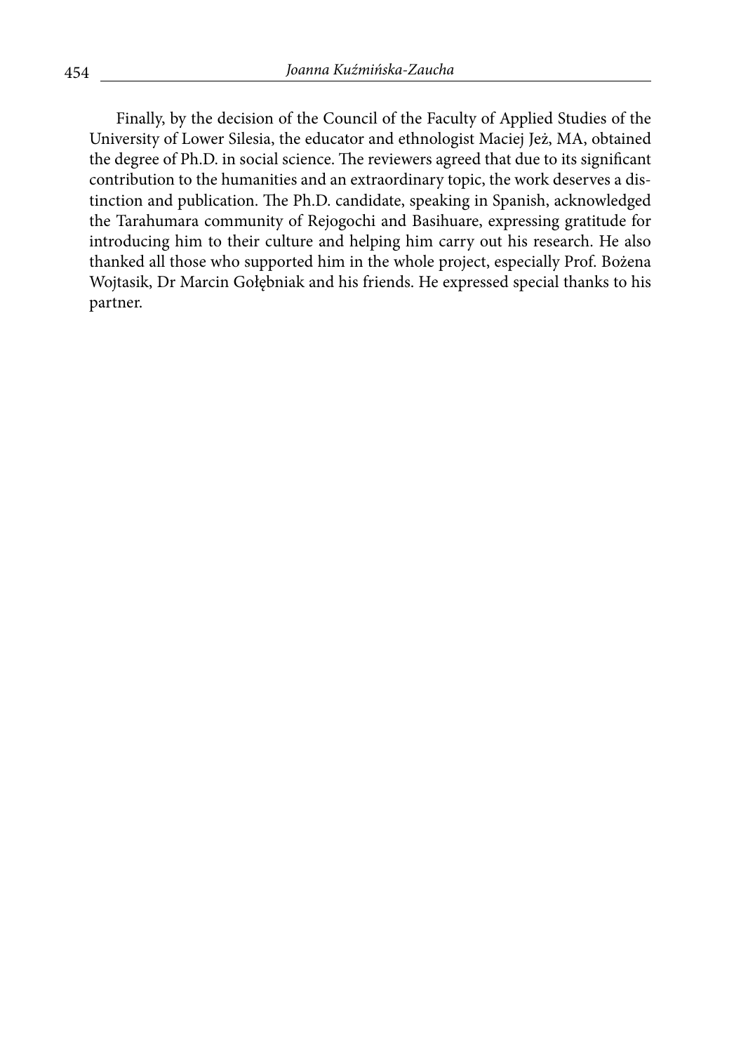Finally, by the decision of the Council of the Faculty of Applied Studies of the University of Lower Silesia, the educator and ethnologist Maciej Jeż, MA, obtained the degree of Ph.D. in social science. The reviewers agreed that due to its significant contribution to the humanities and an extraordinary topic, the work deserves a distinction and publication. The Ph.D. candidate, speaking in Spanish, acknowledged the Tarahumara community of Rejogochi and Basihuare, expressing gratitude for introducing him to their culture and helping him carry out his research. He also thanked all those who supported him in the whole project, especially Prof. Bożena Wojtasik, Dr Marcin Gołębniak and his friends. He expressed special thanks to his partner.